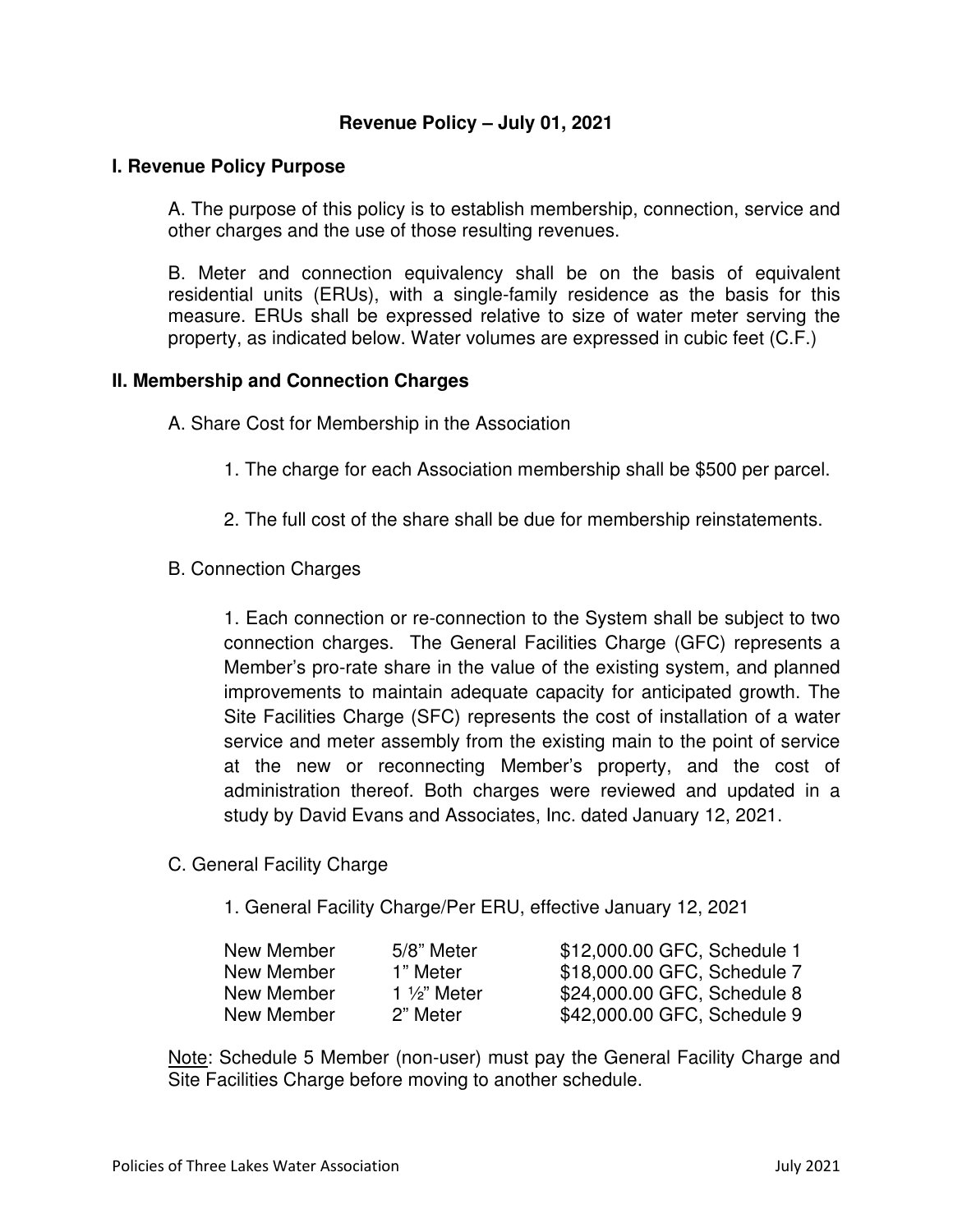# Revenue Policy – July 01, 2021

## I. Revenue Policy Purpose

A. The purpose of this policy is to establish membership, connection, service and other charges and the use of those resulting revenues.

B. Meter and connection equivalency shall be on the basis of equivalent residential units (ERUs), with a single-family residence as the basis for this measure. ERUs shall be expressed relative to size of water meter serving the property, as indicated below. Water volumes are expressed in cubic feet (C.F.)

## II. Membership and Connection Charges

A. Share Cost for Membership in the Association

1. The charge for each Association membership shall be $500 per parcel.

2. The full cost of the share shall be due for membership reinstatements.

B. Connection Charges

1. Each connection or re-connection to the System shall be subject to two connection charges. The General Facilities Charge (GFC) represents a Member's pro-rate share in the value of the existing system, and planned improvements to maintain adequate capacity for anticipated growth. The Site Facilities Charge (SFC) represents the cost of installation of a water service and meter assembly from the existing main to the point of service at the new or reconnecting Member's property, and the cost of administration thereof. Both charges were reviewed and updated in a study by David Evans and Associates, Inc. dated January 12, 2021.

C. General Facility Charge

1. General Facility Charge/Per ERU, effective January 12, 2021

| | | |
|---|---|---|
| New Member | 5/8" Meter | $12,000.00 GFC, Schedule 1 |
| New Member | 1" Meter | $18,000.00 GFC, Schedule 7 |
| New Member | 1 ½" Meter | $24,000.00 GFC, Schedule 8 |
| New Member | 2" Meter | $42,000.00 GFC, Schedule 9 |

Note: Schedule 5 Member (non-user) must pay the General Facility Charge and Site Facilities Charge before moving to another schedule.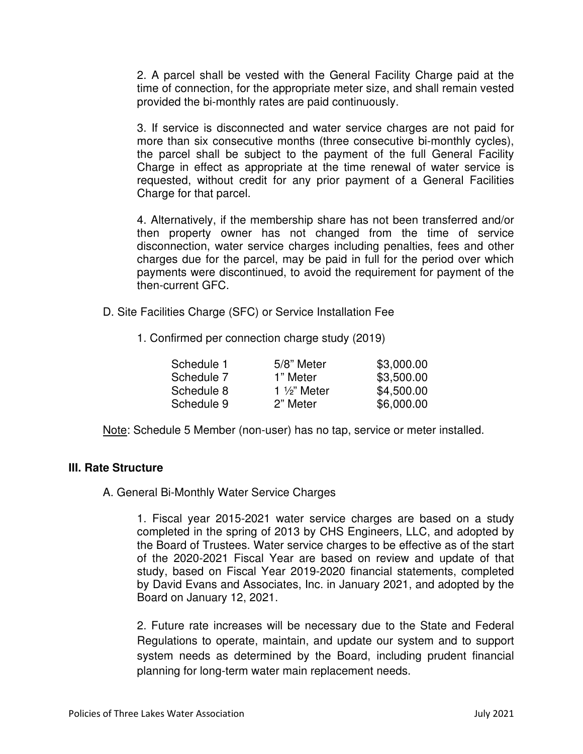2. A parcel shall be vested with the General Facility Charge paid at the time of connection, for the appropriate meter size, and shall remain vested provided the bi-monthly rates are paid continuously.

3. If service is disconnected and water service charges are not paid for more than six consecutive months (three consecutive bi-monthly cycles), the parcel shall be subject to the payment of the full General Facility Charge in effect as appropriate at the time renewal of water service is requested, without credit for any prior payment of a General Facilities Charge for that parcel.

4. Alternatively, if the membership share has not been transferred and/or then property owner has not changed from the time of service disconnection, water service charges including penalties, fees and other charges due for the parcel, may be paid in full for the period over which payments were discontinued, to avoid the requirement for payment of the then-current GFC.

D. Site Facilities Charge (SFC) or Service Installation Fee

1. Confirmed per connection charge study (2019)

| | | |
|---|---|---|
| Schedule 1 | 5/8" Meter | \$3,000.00 |
| Schedule 7 | 1" Meter | \$3,500.00 |
| Schedule 8 | 1 ½" Meter | \$4,500.00 |
| Schedule 9 | 2" Meter | \$6,000.00 |

<u>Note</u>: Schedule 5 Member (non-user) has no tap, service or meter installed.

## III. Rate Structure

A. General Bi-Monthly Water Service Charges

1. Fiscal year 2015-2021 water service charges are based on a study completed in the spring of 2013 by CHS Engineers, LLC, and adopted by the Board of Trustees. Water service charges to be effective as of the start of the 2020-2021 Fiscal Year are based on review and update of that study, based on Fiscal Year 2019-2020 financial statements, completed by David Evans and Associates, Inc. in January 2021, and adopted by the Board on January 12, 2021.

2. Future rate increases will be necessary due to the State and Federal Regulations to operate, maintain, and update our system and to support system needs as determined by the Board, including prudent financial planning for long-term water main replacement needs.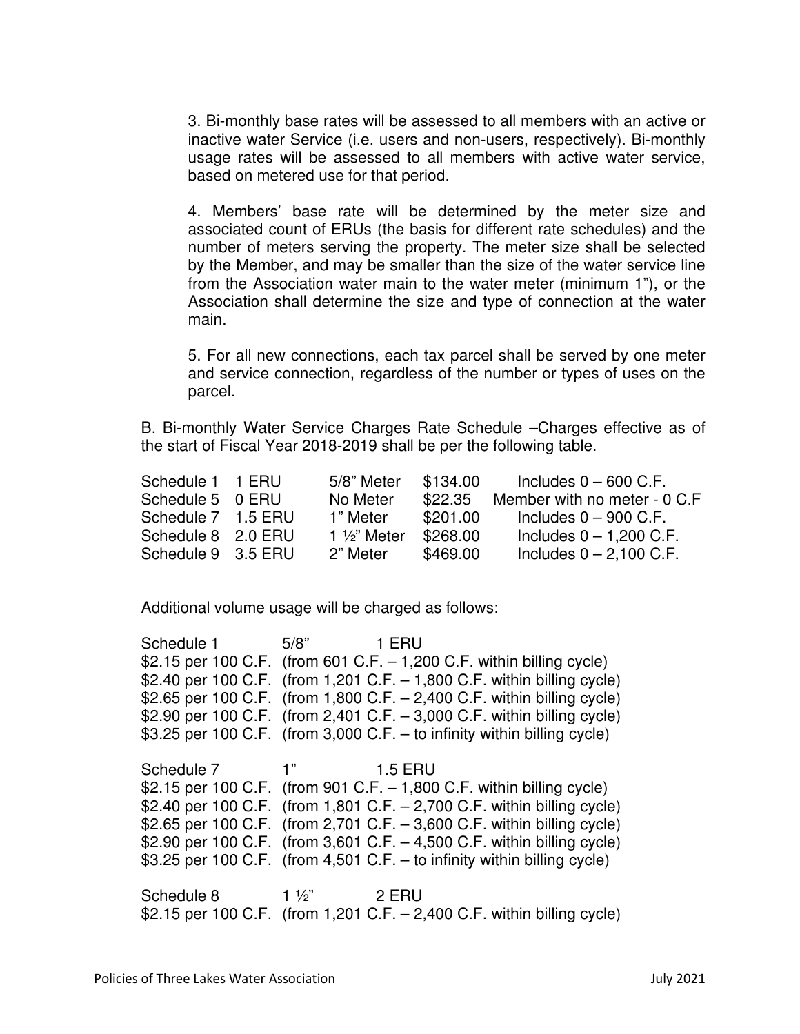3. Bi-monthly base rates will be assessed to all members with an active or inactive water Service (i.e. users and non-users, respectively). Bi-monthly usage rates will be assessed to all members with active water service, based on metered use for that period.

4. Members' base rate will be determined by the meter size and associated count of ERUs (the basis for different rate schedules) and the number of meters serving the property. The meter size shall be selected by the Member, and may be smaller than the size of the water service line from the Association water main to the water meter (minimum 1"), or the Association shall determine the size and type of connection at the water main.

5. For all new connections, each tax parcel shall be served by one meter and service connection, regardless of the number or types of uses on the parcel.

B. Bi-monthly Water Service Charges Rate Schedule –Charges effective as of the start of Fiscal Year 2018-2019 shall be per the following table.

| | | | | |
|---|---|---|---|---|
| Schedule 1 | 1 ERU | 5/8" Meter | $134.00 | Includes 0 – 600 C.F. |
| Schedule 5 | 0 ERU | No Meter | $22.35 | Member with no meter - 0 C.F |
| Schedule 7 | 1.5 ERU | 1" Meter | $201.00 | Includes 0 – 900 C.F. |
| Schedule 8 | 2.0 ERU | 1 ½" Meter | $268.00 | Includes 0 – 1,200 C.F. |
| Schedule 9 | 3.5 ERU | 2" Meter | $469.00 | Includes 0 – 2,100 C.F. |

Additional volume usage will be charged as follows:

Schedule 1 5/8" 1 ERU
$2.15 per 100 C.F. (from 601 C.F. – 1,200 C.F. within billing cycle)
$2.40 per 100 C.F. (from 1,201 C.F. – 1,800 C.F. within billing cycle)
$2.65 per 100 C.F. (from 1,800 C.F. – 2,400 C.F. within billing cycle)
$2.90 per 100 C.F. (from 2,401 C.F. – 3,000 C.F. within billing cycle)
$3.25 per 100 C.F. (from 3,000 C.F. – to infinity within billing cycle)

Schedule 7 1" 1.5 ERU
$2.15 per 100 C.F. (from 901 C.F. – 1,800 C.F. within billing cycle)
$2.40 per 100 C.F. (from 1,801 C.F. – 2,700 C.F. within billing cycle)
$2.65 per 100 C.F. (from 2,701 C.F. – 3,600 C.F. within billing cycle)
$2.90 per 100 C.F. (from 3,601 C.F. – 4,500 C.F. within billing cycle)
$3.25 per 100 C.F. (from 4,501 C.F. – to infinity within billing cycle)

Schedule 8 1 ½" 2 ERU
$2.15 per 100 C.F. (from 1,201 C.F. – 2,400 C.F. within billing cycle)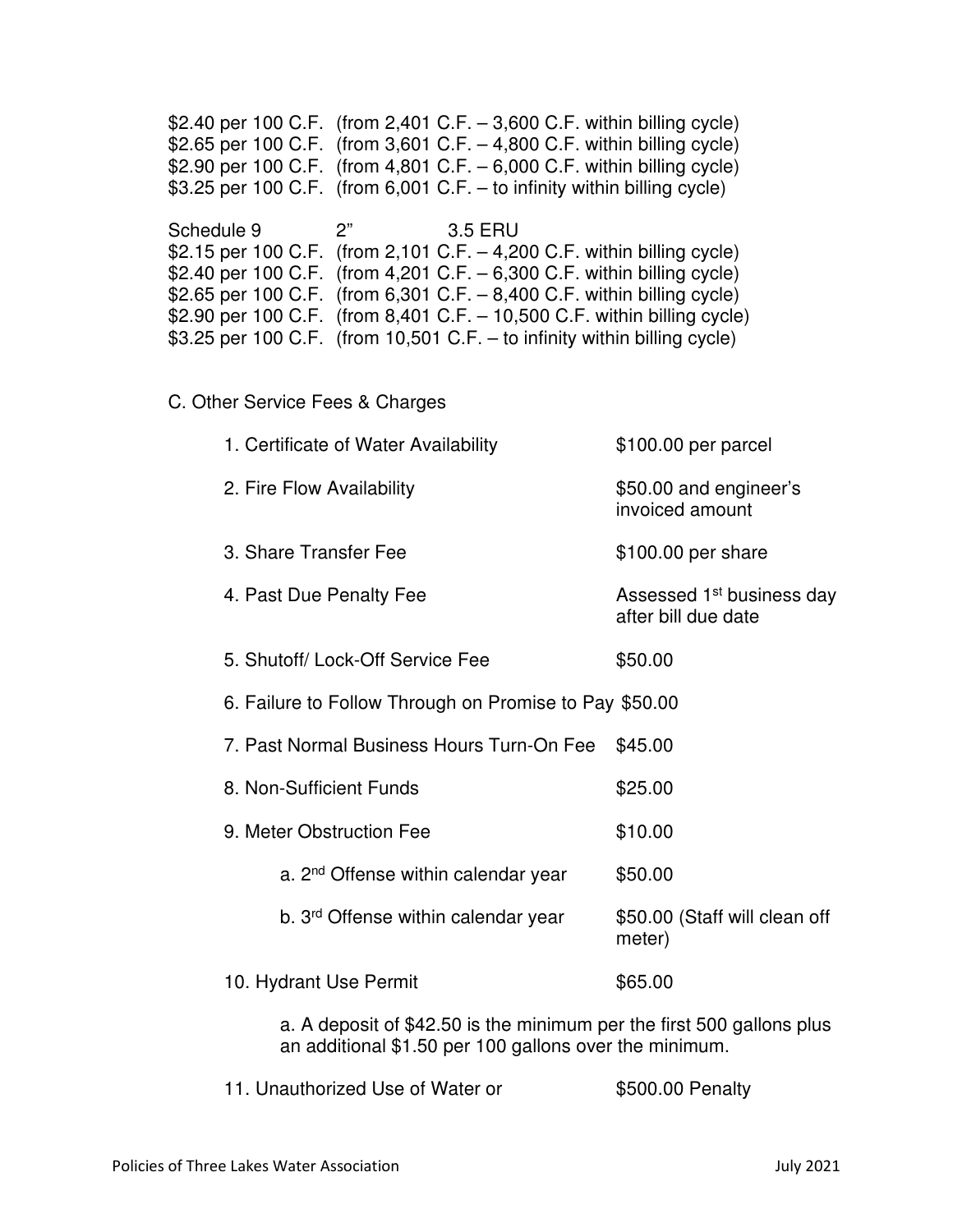$2.40 per 100 C.F. (from 2,401 C.F. – 3,600 C.F. within billing cycle)
$2.65 per 100 C.F. (from 3,601 C.F. – 4,800 C.F. within billing cycle)
$2.90 per 100 C.F. (from 4,801 C.F. – 6,000 C.F. within billing cycle)
$3.25 per 100 C.F. (from 6,001 C.F. – to infinity within billing cycle)

Schedule 9 2" 3.5 ERU
$2.15 per 100 C.F. (from 2,101 C.F. – 4,200 C.F. within billing cycle)
$2.40 per 100 C.F. (from 4,201 C.F. – 6,300 C.F. within billing cycle)
$2.65 per 100 C.F. (from 6,301 C.F. – 8,400 C.F. within billing cycle)
$2.90 per 100 C.F. (from 8,401 C.F. – 10,500 C.F. within billing cycle)
$3.25 per 100 C.F. (from 10,501 C.F. – to infinity within billing cycle)

C. Other Service Fees & Charges

1. Certificate of Water Availability — $100.00 per parcel
2. Fire Flow Availability — $50.00 and engineer's invoiced amount
3. Share Transfer Fee — $100.00 per share
4. Past Due Penalty Fee — Assessed 1st business day after bill due date
5. Shutoff/ Lock-Off Service Fee — $50.00
6. Failure to Follow Through on Promise to Pay — $50.00
7. Past Normal Business Hours Turn-On Fee — $45.00
8. Non-Sufficient Funds — $25.00
9. Meter Obstruction Fee — $10.00
    a. 2nd Offense within calendar year — $50.00
    b. 3rd Offense within calendar year — $50.00 (Staff will clean off meter)
10. Hydrant Use Permit — $65.00
    a. A deposit of $42.50 is the minimum per the first 500 gallons plus an additional $1.50 per 100 gallons over the minimum.
11. Unauthorized Use of Water or — $500.00 Penalty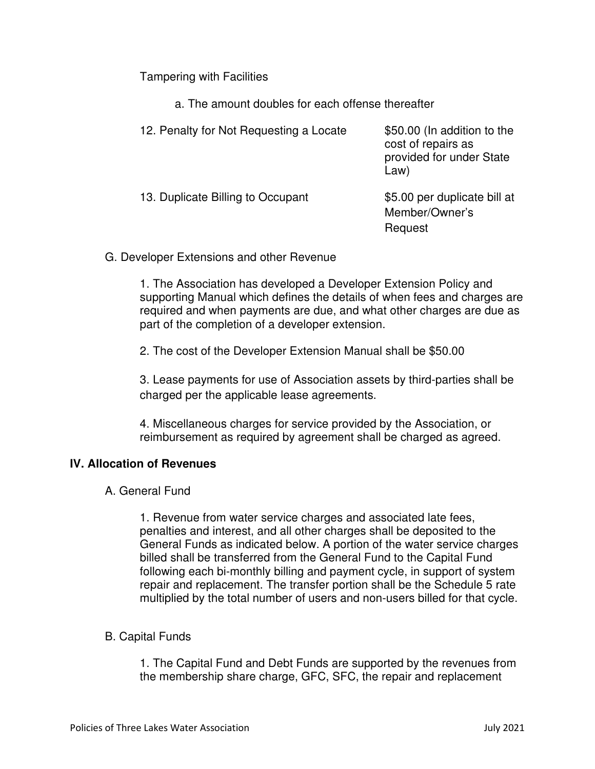Tampering with Facilities

a. The amount doubles for each offense thereafter

| | |
|---|---|
| 12. Penalty for Not Requesting a Locate | $50.00 (In addition to the cost of repairs as provided for under State Law) |
| 13. Duplicate Billing to Occupant | $5.00 per duplicate bill at Member/Owner's Request |

G. Developer Extensions and other Revenue

1. The Association has developed a Developer Extension Policy and supporting Manual which defines the details of when fees and charges are required and when payments are due, and what other charges are due as part of the completion of a developer extension.

2. The cost of the Developer Extension Manual shall be $50.00

3. Lease payments for use of Association assets by third-parties shall be charged per the applicable lease agreements.

4. Miscellaneous charges for service provided by the Association, or reimbursement as required by agreement shall be charged as agreed.

## IV. Allocation of Revenues

A. General Fund

1. Revenue from water service charges and associated late fees, penalties and interest, and all other charges shall be deposited to the General Funds as indicated below. A portion of the water service charges billed shall be transferred from the General Fund to the Capital Fund following each bi-monthly billing and payment cycle, in support of system repair and replacement. The transfer portion shall be the Schedule 5 rate multiplied by the total number of users and non-users billed for that cycle.

B. Capital Funds

1. The Capital Fund and Debt Funds are supported by the revenues from the membership share charge, GFC, SFC, the repair and replacement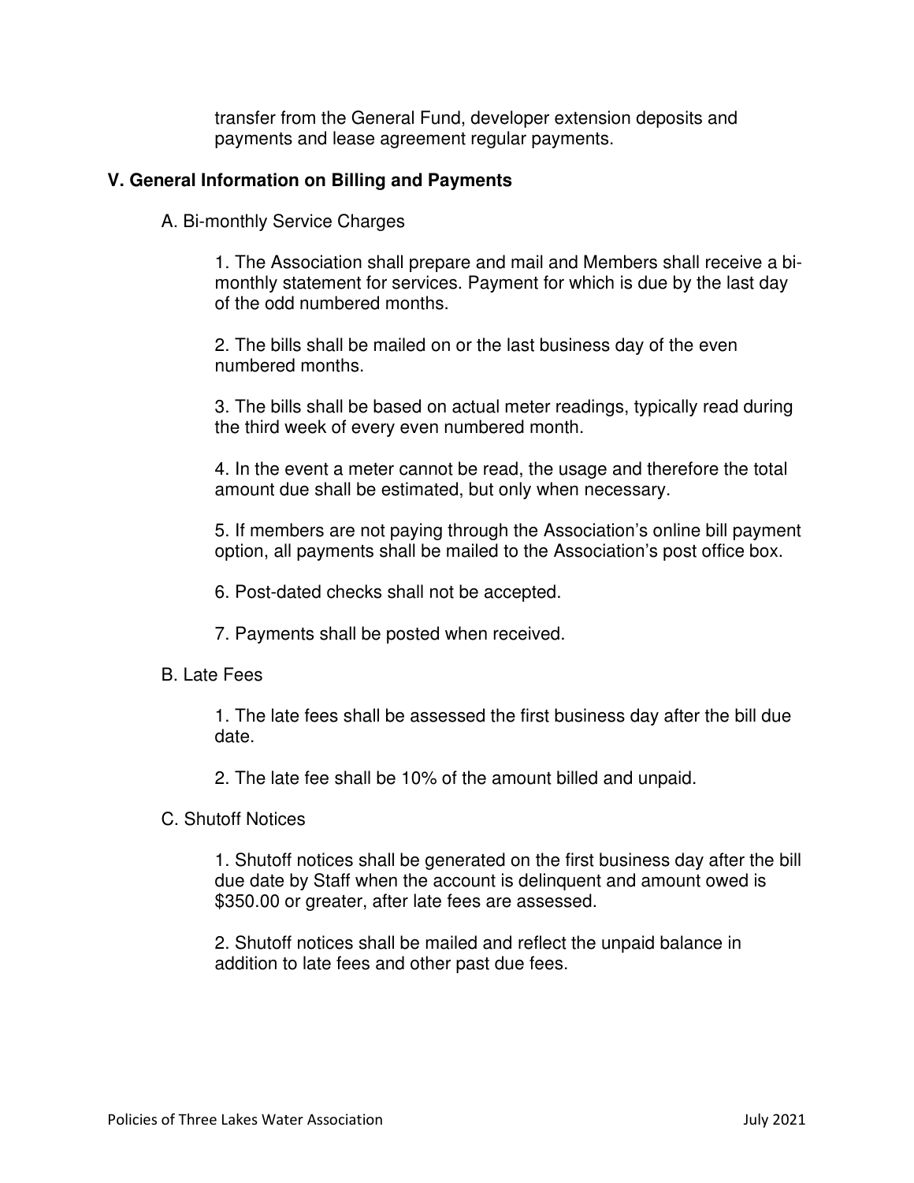transfer from the General Fund, developer extension deposits and payments and lease agreement regular payments.

## V. General Information on Billing and Payments

A. Bi-monthly Service Charges

1. The Association shall prepare and mail and Members shall receive a bi-monthly statement for services. Payment for which is due by the last day of the odd numbered months.

2. The bills shall be mailed on or the last business day of the even numbered months.

3. The bills shall be based on actual meter readings, typically read during the third week of every even numbered month.

4. In the event a meter cannot be read, the usage and therefore the total amount due shall be estimated, but only when necessary.

5. If members are not paying through the Association's online bill payment option, all payments shall be mailed to the Association's post office box.

6. Post-dated checks shall not be accepted.

7. Payments shall be posted when received.

B. Late Fees

1. The late fees shall be assessed the first business day after the bill due date.

2. The late fee shall be 10% of the amount billed and unpaid.

C. Shutoff Notices

1. Shutoff notices shall be generated on the first business day after the bill due date by Staff when the account is delinquent and amount owed is $350.00 or greater, after late fees are assessed.

2. Shutoff notices shall be mailed and reflect the unpaid balance in addition to late fees and other past due fees.